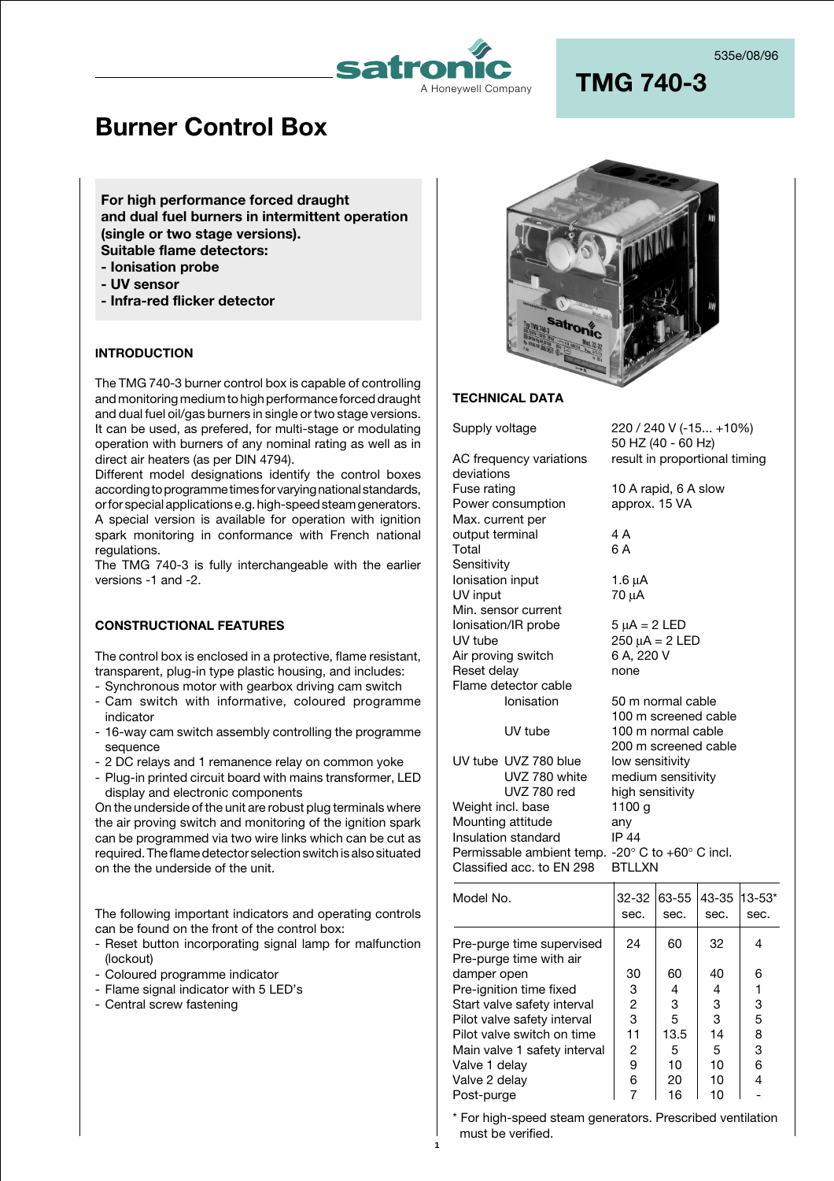satronic
A Honeywell Company

535e/08/96

# TMG 740-3

# Burner Control Box

**For high performance forced draught and dual fuel burners in intermittent operation (single or two stage versions).**
**Suitable flame detectors:**
**- Ionisation probe**
**- UV sensor**
**- Infra-red flicker detector**

## INTRODUCTION

The TMG 740-3 burner control box is capable of controlling and monitoring medium to high performance forced draught and dual fuel oil/gas burners in single or two stage versions. It can be used, as prefered, for multi-stage or modulating operation with burners of any nominal rating as well as in direct air heaters (as per DIN 4794).
Different model designations identify the control boxes according to programme times for varying national standards, or for special applications e.g. high-speed steam generators. A special version is available for operation with ignition spark monitoring in conformance with French national regulations.
The TMG 740-3 is fully interchangeable with the earlier versions -1 and -2.

## CONSTRUCTIONAL FEATURES

The control box is enclosed in a protective, flame resistant, transparent, plug-in type plastic housing, and includes:

- Synchronous motor with gearbox driving cam switch
- Cam switch with informative, coloured programme indicator
- 16-way cam switch assembly controlling the programme sequence
- 2 DC relays and 1 remanence relay on common yoke
- Plug-in printed circuit board with mains transformer, LED display and electronic components

On the underside of the unit are robust plug terminals where the air proving switch and monitoring of the ignition spark can be programmed via two wire links which can be cut as required. The flame detector selection switch is also situated on the the underside of the unit.

The following important indicators and operating controls can be found on the front of the control box:

- Reset button incorporating signal lamp for malfunction (lockout)
- Coloured programme indicator
- Flame signal indicator with 5 LED's
- Central screw fastening

## TECHNICAL DATA

| | |
|---|---|
| Supply voltage | 220 / 240 V (-15... +10%) 50 HZ (40 - 60 Hz) |
| AC frequency variations deviations | result in proportional timing |
| Fuse rating | 10 A rapid, 6 A slow |
| Power consumption | approx. 15 VA |
| Max. current per output terminal | 4 A |
| Total | 6 A |
| Sensitivity | |
| Ionisation input | 1.6 µA |
| UV input | 70 µA |
| Min. sensor current | |
| Ionisation/IR probe | 5 µA = 2 LED |
| UV tube | 250 µA = 2 LED |
| Air proving switch | 6 A, 220 V |
| Reset delay | none |
| Flame detector cable | |
| Ionisation | 50 m normal cable, 100 m screened cable |
| UV tube | 100 m normal cable, 200 m screened cable |
| UV tube UVZ 780 blue | low sensitivity |
| UVZ 780 white | medium sensitivity |
| UVZ 780 red | high sensitivity |
| Weight incl. base | 1100 g |
| Mounting attitude | any |
| Insulation standard | IP 44 |
| Permissable ambient temp. | -20° C to +60° C incl. |
| Classified acc. to EN 298 | BTLLXN |

| Model No. | 32-32 sec. | 63-55 sec. | 43-35 sec. | 13-53* sec. |
|---|---|---|---|---|
| Pre-purge time supervised | 24 | 60 | 32 | 4 |
| Pre-purge time with air damper open | 30 | 60 | 40 | 6 |
| Pre-ignition time fixed | 3 | 4 | 4 | 1 |
| Start valve safety interval | 2 | 3 | 3 | 3 |
| Pilot valve safety interval | 3 | 5 | 3 | 5 |
| Pilot valve switch on time | 11 | 13.5 | 14 | 8 |
| Main valve 1 safety interval | 2 | 5 | 5 | 3 |
| Valve 1 delay | 9 | 10 | 10 | 6 |
| Valve 2 delay | 6 | 20 | 10 | 4 |
| Post-purge | 7 | 16 | 10 | - |

\* For high-speed steam generators. Prescribed ventilation must be verified.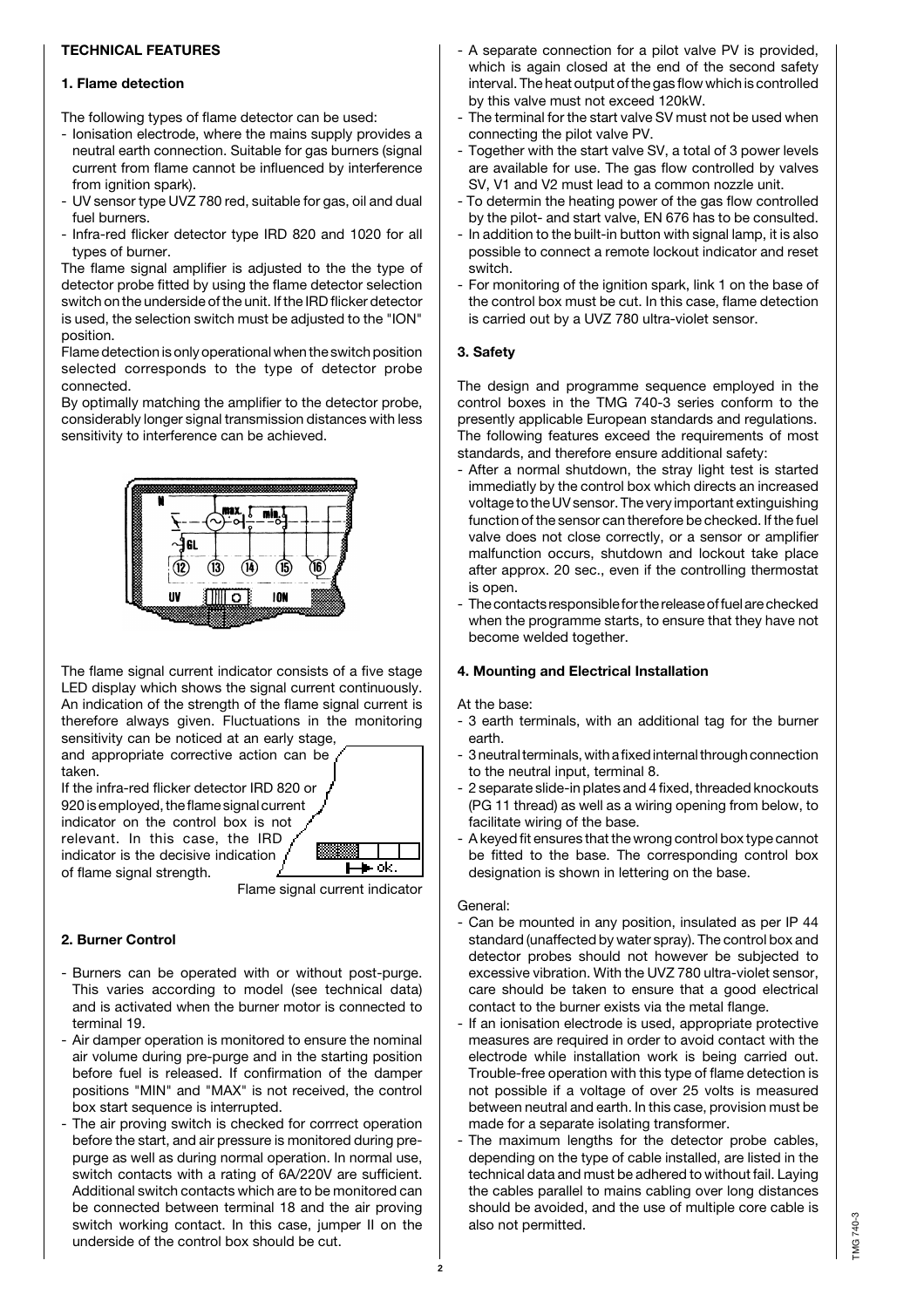**TECHNICAL FEATURES**

**1. Flame detection**

The following types of flame detector can be used:

- Ionisation electrode, where the mains supply provides a neutral earth connection. Suitable for gas burners (signal current from flame cannot be influenced by interference from ignition spark).
- UV sensor type UVZ 780 red, suitable for gas, oil and dual fuel burners.
- Infra-red flicker detector type IRD 820 and 1020 for all types of burner.

The flame signal amplifier is adjusted to the the type of detector probe fitted by using the flame detector selection switch on the underside of the unit. If the IRD flicker detector is used, the selection switch must be adjusted to the "ION" position.

Flame detection is only operational when the switch position selected corresponds to the type of detector probe connected.

By optimally matching the amplifier to the detector probe, considerably longer signal transmission distances with less sensitivity to interference can be achieved.

The flame signal current indicator consists of a five stage LED display which shows the signal current continuously. An indication of the strength of the flame signal current is therefore always given. Fluctuations in the monitoring sensitivity can be noticed at an early stage, and appropriate corrective action can be taken.

If the infra-red flicker detector IRD 820 or 920 is employed, the flame signal current indicator on the control box is not relevant. In this case, the IRD indicator is the decisive indication of flame signal strength.

Flame signal current indicator

**2. Burner Control**

- Burners can be operated with or without post-purge. This varies according to model (see technical data) and is activated when the burner motor is connected to terminal 19.
- Air damper operation is monitored to ensure the nominal air volume during pre-purge and in the starting position before fuel is released. If confirmation of the damper positions "MIN" and "MAX" is not received, the control box start sequence is interrupted.
- The air proving switch is checked for corrrect operation before the start, and air pressure is monitored during pre-purge as well as during normal operation. In normal use, switch contacts with a rating of 6A/220V are sufficient. Additional switch contacts which are to be monitored can be connected between terminal 18 and the air proving switch working contact. In this case, jumper II on the underside of the control box should be cut.
- A separate connection for a pilot valve PV is provided, which is again closed at the end of the second safety interval. The heat output of the gas flow which is controlled by this valve must not exceed 120kW.
- The terminal for the start valve SV must not be used when connecting the pilot valve PV.
- Together with the start valve SV, a total of 3 power levels are available for use. The gas flow controlled by valves SV, V1 and V2 must lead to a common nozzle unit.
- To determin the heating power of the gas flow controlled by the pilot- and start valve, EN 676 has to be consulted.
- In addition to the built-in button with signal lamp, it is also possible to connect a remote lockout indicator and reset switch.
- For monitoring of the ignition spark, link 1 on the base of the control box must be cut. In this case, flame detection is carried out by a UVZ 780 ultra-violet sensor.

**3. Safety**

The design and programme sequence employed in the control boxes in the TMG 740-3 series conform to the presently applicable European standards and regulations. The following features exceed the requirements of most standards, and therefore ensure additional safety:

- After a normal shutdown, the stray light test is started immediatly by the control box which directs an increased voltage to the UV sensor. The very important extinguishing function of the sensor can therefore be checked. If the fuel valve does not close correctly, or a sensor or amplifier malfunction occurs, shutdown and lockout take place after approx. 20 sec., even if the controlling thermostat is open.
- The contacts responsible for the release of fuel are checked when the programme starts, to ensure that they have not become welded together.

**4. Mounting and Electrical Installation**

At the base:

- 3 earth terminals, with an additional tag for the burner earth.
- 3 neutral terminals, with a fixed internal through connection to the neutral input, terminal 8.
- 2 separate slide-in plates and 4 fixed, threaded knockouts (PG 11 thread) as well as a wiring opening from below, to facilitate wiring of the base.
- A keyed fit ensures that the wrong control box type cannot be fitted to the base. The corresponding control box designation is shown in lettering on the base.

General:

- Can be mounted in any position, insulated as per IP 44 standard (unaffected by water spray). The control box and detector probes should not however be subjected to excessive vibration. With the UVZ 780 ultra-violet sensor, care should be taken to ensure that a good electrical contact to the burner exists via the metal flange.
- If an ionisation electrode is used, appropriate protective measures are required in order to avoid contact with the electrode while installation work is being carried out. Trouble-free operation with this type of flame detection is not possible if a voltage of over 25 volts is measured between neutral and earth. In this case, provision must be made for a separate isolating transformer.
- The maximum lengths for the detector probe cables, depending on the type of cable installed, are listed in the technical data and must be adhered to without fail. Laying the cables parallel to mains cabling over long distances should be avoided, and the use of multiple core cable is also not permitted.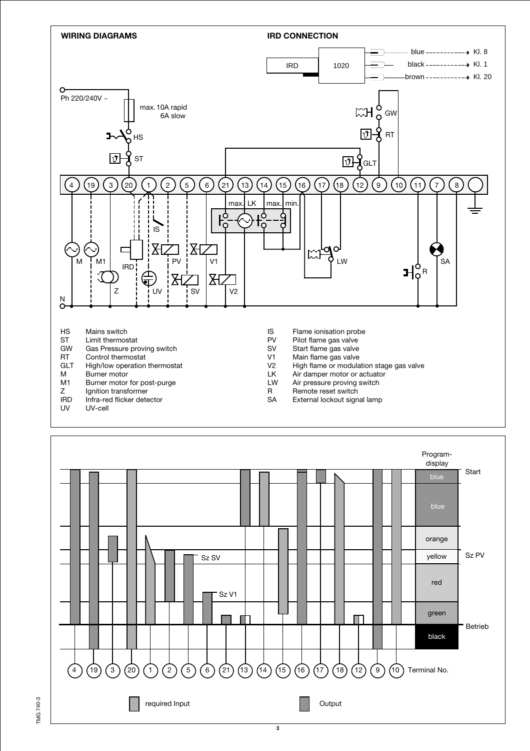## WIRING DIAGRAMS

## IRD CONNECTION

IRD 1020

blue → Kl. 8
black → Kl. 1
brown → Kl. 20

Ph 220/240V ~

max. 10A rapid
6A slow

| | |
|---|---|
| HS | Mains switch |
| ST | Limit thermostat |
| GW | Gas Pressure proving switch |
| RT | Control thermostat |
| GLT | High/low operation thermostat |
| M | Burner motor |
| M1 | Burner motor for post-purge |
| Z | Ignition transformer |
| IRD | Infra-red flicker detector |
| UV | UV-cell |
| IS | Flame ionisation probe |
| PV | Pilot flame gas valve |
| SV | Start flame gas valve |
| V1 | Main flame gas valve |
| V2 | High flame or modulation stage gas valve |
| LK | Air damper motor or actuator |
| LW | Air pressure proving switch |
| R | Remote reset switch |
| SA | External lockout signal lamp |

Program-display: blue, blue, orange, yellow, red, green, black

Start — Sz PV — Betrieb

Sz SV — Sz V1

Terminal No.: 4, 19, 3, 20, 1, 2, 5, 6, 21, 13, 14, 15, 16, 17, 18, 12, 9, 10

required Input — Output

TMG 740-3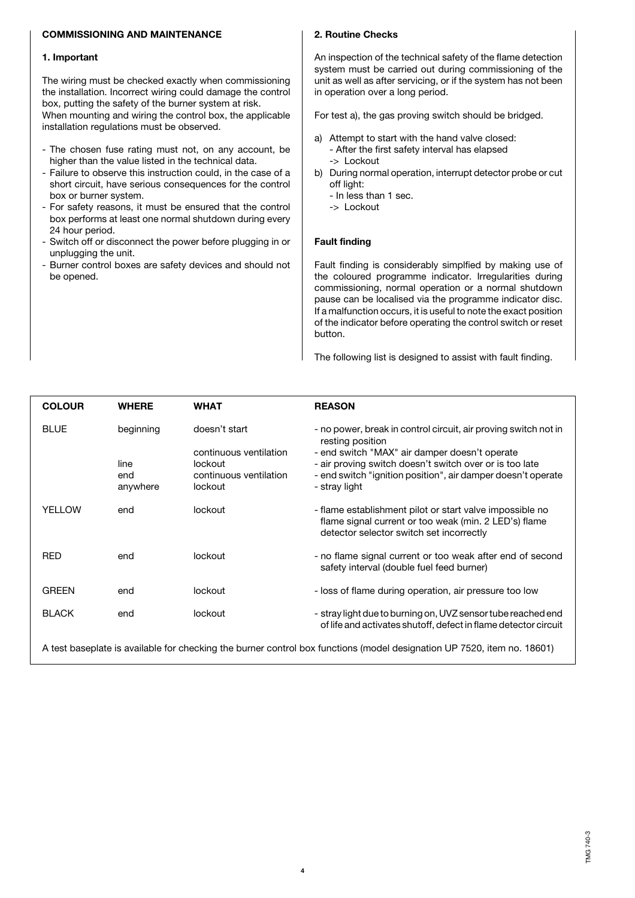## COMMISSIONING AND MAINTENANCE

### 1. Important

The wiring must be checked exactly when commissioning the installation. Incorrect wiring could damage the control box, putting the safety of the burner system at risk.
When mounting and wiring the control box, the applicable installation regulations must be observed.

- The chosen fuse rating must not, on any account, be higher than the value listed in the technical data.
- Failure to observe this instruction could, in the case of a short circuit, have serious consequences for the control box or burner system.
- For safety reasons, it must be ensured that the control box performs at least one normal shutdown during every 24 hour period.
- Switch off or disconnect the power before plugging in or unplugging the unit.
- Burner control boxes are safety devices and should not be opened.

### 2. Routine Checks

An inspection of the technical safety of the flame detection system must be carried out during commissioning of the unit as well as after servicing, or if the system has not been in operation over a long period.

For test a), the gas proving switch should be bridged.

a) Attempt to start with the hand valve closed:
   - After the first safety interval has elapsed
   -> Lockout

b) During normal operation, interrupt detector probe or cut off light:
   - In less than 1 sec.
   -> Lockout

### Fault finding

Fault finding is considerably simplfied by making use of the coloured programme indicator. Irregularities during commissioning, normal operation or a normal shutdown pause can be localised via the programme indicator disc. If a malfunction occurs, it is useful to note the exact position of the indicator before operating the control switch or reset button.

The following list is designed to assist with fault finding.

| COLOUR | WHERE | WHAT | REASON |
|---|---|---|---|
| BLUE | beginning | doesn't start | - no power, break in control circuit, air proving switch not in resting position |
| | | continuous ventilation | - end switch "MAX" air damper doesn't operate |
| | line | lockout | - air proving switch doesn't switch over or is too late |
| | end | continuous ventilation | - end switch "ignition position", air damper doesn't operate |
| | anywhere | lockout | - stray light |
| YELLOW | end | lockout | - flame establishment pilot or start valve impossible no flame signal current or too weak (min. 2 LED's) flame detector selector switch set incorrectly |
| RED | end | lockout | - no flame signal current or too weak after end of second safety interval (double fuel feed burner) |
| GREEN | end | lockout | - loss of flame during operation, air pressure too low |
| BLACK | end | lockout | - stray light due to burning on, UVZ sensor tube reached end of life and activates shutoff, defect in flame detector circuit |

A test baseplate is available for checking the burner control box functions (model designation UP 7520, item no. 18601)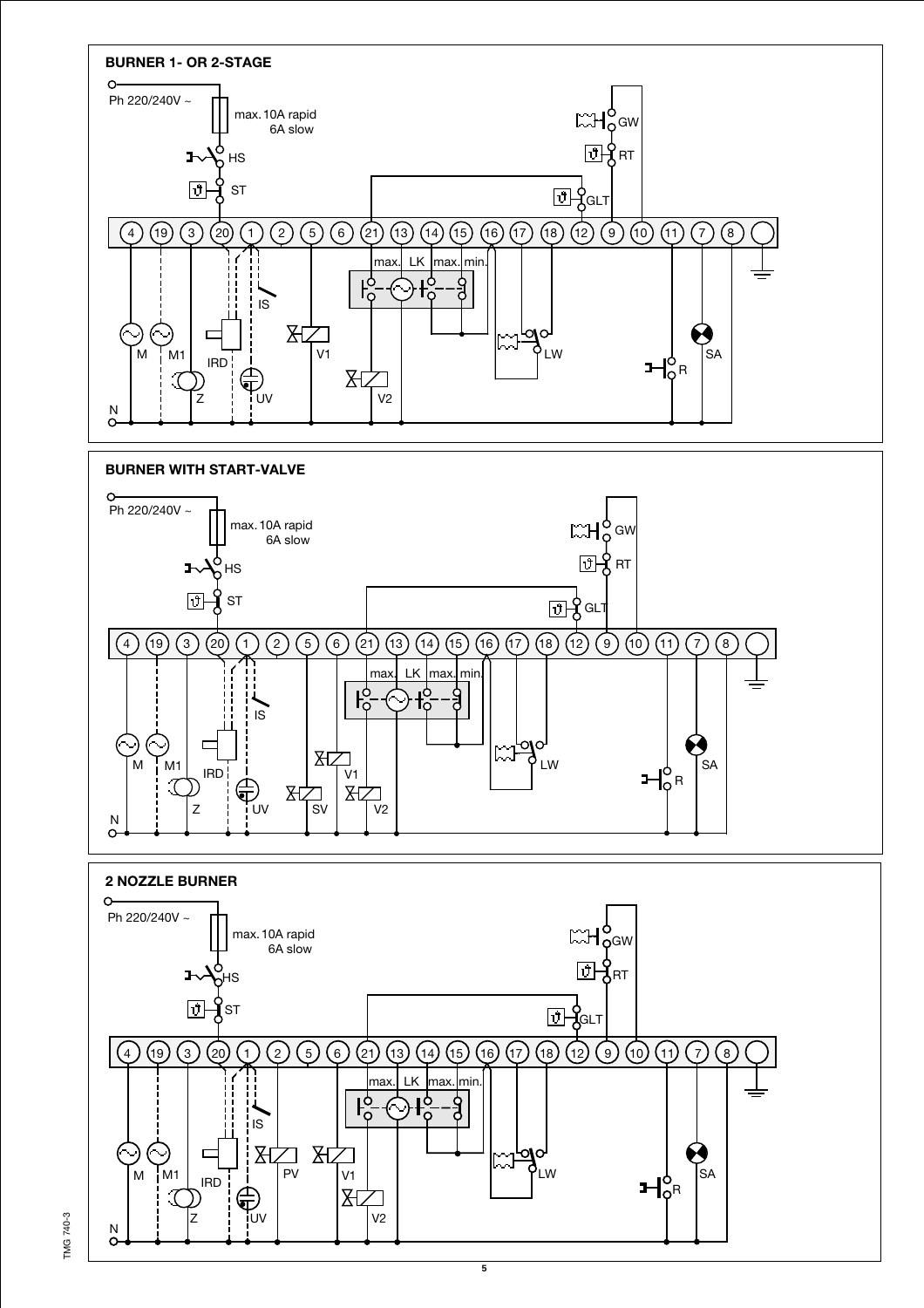## BURNER 1- OR 2-STAGE

Ph 220/240V ~

max. 10A rapid
6A slow

HS

ST

GW

RT

GLT

4 19 3 20 1 2 5 6 21 13 14 15 16 17 18 12 9 10 11 7 8

max. LK max. min.

IS

M M1 IRD V1 V2 LW R SA

Z UV

N

## BURNER WITH START-VALVE

Ph 220/240V ~

max. 10A rapid
6A slow

HS

ST

GW

RT

GLT

4 19 3 20 1 2 5 6 21 13 14 15 16 17 18 12 9 10 11 7 8

max. LK max. min.

IS

M M1 IRD V1 LW SA R

Z UV SV V2

N

## 2 NOZZLE BURNER

Ph 220/240V ~

max. 10A rapid
6A slow

HS

ST

GW

RT

GLT

4 19 3 20 1 2 5 6 21 13 14 15 16 17 18 12 9 10 11 7 8

max. LK max. min.

IS

M M1 IRD PV V1 LW SA R

Z UV V2

N

TMG 740-3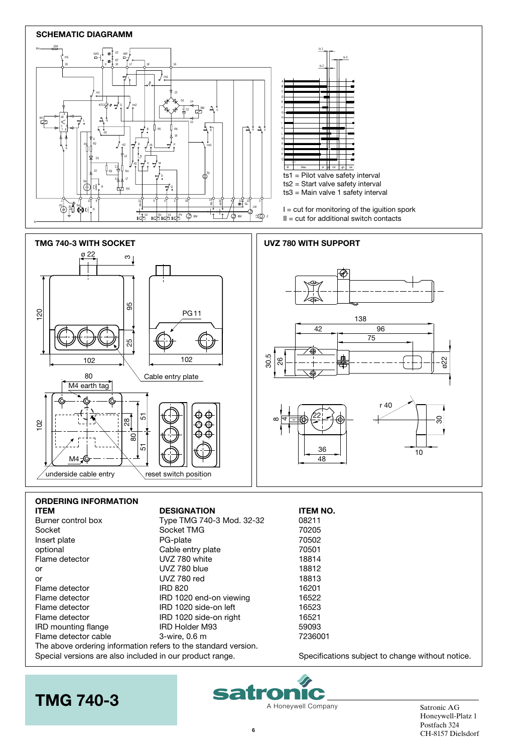## SCHEMATIC DIAGRAMM

ts1 = Pilot valve safety interval
ts2 = Start valve safety interval
ts3 = Main valve 1 safety interval

I = cut for monitoring of the iguition spork
II = cut for additional switch contacts

## TMG 740-3 WITH SOCKET

ø 22
3
120
95
25
102
PG 11
102
Cable entry plate
80
M4 earth tag
102
28
51
80
51
M4
underside cable entry
reset switch position

## UVZ 780 WITH SUPPORT

138
42
96
75
30.5
26
ø22
8
4
22
36
48
r 40
30
10

## ORDERING INFORMATION

| ITEM | DESIGNATION | ITEM NO. |
|---|---|---|
| Burner control box | Type TMG 740-3 Mod. 32-32 | 08211 |
| Socket | Socket TMG | 70205 |
| Insert plate | PG-plate | 70502 |
| optional | Cable entry plate | 70501 |
| Flame detector | UVZ 780 white | 18814 |
| or | UVZ 780 blue | 18812 |
| or | UVZ 780 red | 18813 |
| Flame detector | IRD 820 | 16201 |
| Flame detector | IRD 1020 end-on viewing | 16522 |
| Flame detector | IRD 1020 side-on left | 16523 |
| Flame detector | IRD 1020 side-on right | 16521 |
| IRD mounting flange | IRD Holder M93 | 59093 |
| Flame detector cable | 3-wire, 0.6 m | 7236001 |

The above ordering information refers to the standard version.
Special versions are also included in our product range.

Specifications subject to change without notice.

# TMG 740-3

satronic
A Honeywell Company

Satronic AG
Honeywell-Platz 1
Postfach 324
CH-8157 Dielsdorf